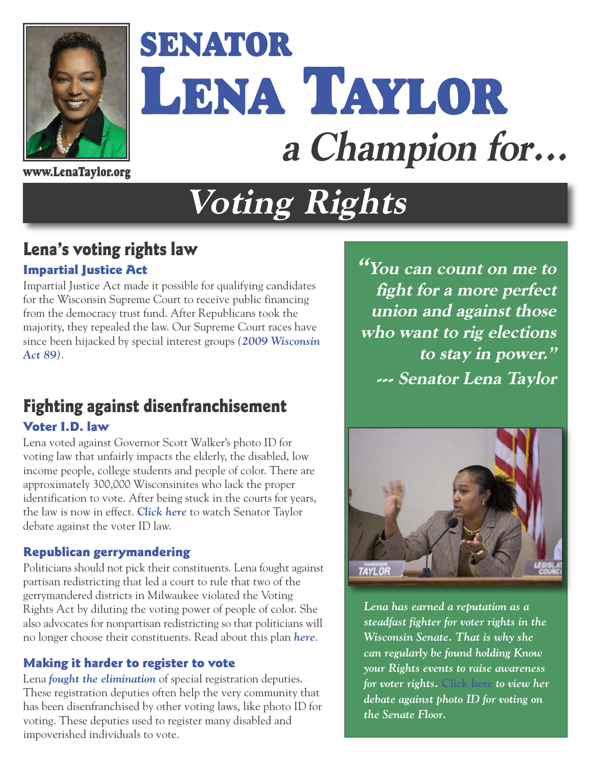# SENATOR LENA TAYLOR

## *a Champion for…*

www.LenaTaylor.org

# *Voting Rights*

## Lena's voting rights law

### Impartial Justice Act

Impartial Justice Act made it possible for qualifying candidates for the Wisconsin Supreme Court to receive public financing from the democracy trust fund. After Republicans took the majority, they repealed the law. Our Supreme Court races have since been hijacked by special interest groups *(**2009 Wisconsin Act 89**)*.

## Fighting against disenfranchisement

### Voter I.D. law

Lena voted against Governor Scott Walker's photo ID for voting law that unfairly impacts the elderly, the disabled, low income people, college students and people of color. There are approximately 300,000 Wisconsinites who lack the proper identification to vote. After being stuck in the courts for years, the law is now in effect. ***Click here*** to watch Senator Taylor debate against the voter ID law.

### Republican gerrymandering

Politicians should not pick their constituents. Lena fought against partisan redistricting that led a court to rule that two of the gerrymandered districts in Milwaukee violated the Voting Rights Act by diluting the voting power of people of color. She also advocates for nonpartisan redistricting so that politicians will no longer choose their constituents. Read about this plan ***here***.

### Making it harder to register to vote

Lena ***fought the elimination*** of special registration deputies. These registration deputies often help the very community that has been disenfranchised by other voting laws, like photo ID for voting. These deputies used to register many disabled and impoverished individuals to vote.

***"You can count on me to fight for a more perfect union and against those who want to rig elections to stay in power."***
***--- Senator Lena Taylor***

*Lena has earned a reputation as a steadfast fighter for voter rights in the Wisconsin Senate. That is why she can regularly be found holding Know your Rights events to raise awareness for voter rights. Click here to view her debate against photo ID for voting on the Senate Floor.*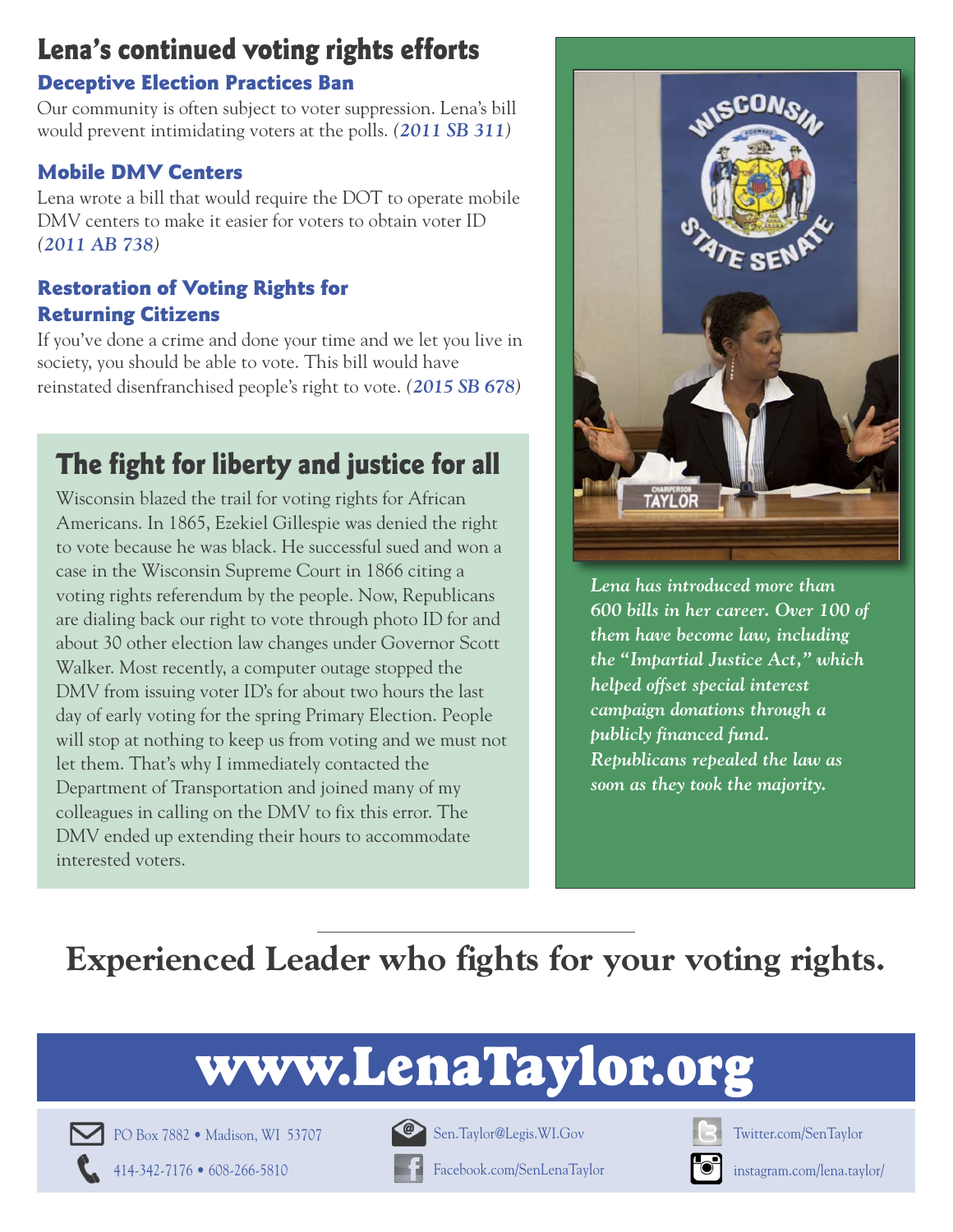## Lena's continued voting rights efforts

### Deceptive Election Practices Ban

Our community is often subject to voter suppression. Lena's bill would prevent intimidating voters at the polls. ***(2011 SB 311)***

### Mobile DMV Centers

Lena wrote a bill that would require the DOT to operate mobile DMV centers to make it easier for voters to obtain voter ID ***(2011 AB 738)***

### Restoration of Voting Rights for Returning Citizens

If you've done a crime and done your time and we let you live in society, you should be able to vote. This bill would have reinstated disenfranchised people's right to vote. ***(2015 SB 678)***

## The fight for liberty and justice for all

Wisconsin blazed the trail for voting rights for African Americans. In 1865, Ezekiel Gillespie was denied the right to vote because he was black. He successful sued and won a case in the Wisconsin Supreme Court in 1866 citing a voting rights referendum by the people. Now, Republicans are dialing back our right to vote through photo ID for and about 30 other election law changes under Governor Scott Walker. Most recently, a computer outage stopped the DMV from issuing voter ID's for about two hours the last day of early voting for the spring Primary Election. People will stop at nothing to keep us from voting and we must not let them. That's why I immediately contacted the Department of Transportation and joined many of my colleagues in calling on the DMV to fix this error. The DMV ended up extending their hours to accommodate interested voters.

*Lena has introduced more than 600 bills in her career. Over 100 of them have become law, including the "Impartial Justice Act," which helped offset special interest campaign donations through a publicly financed fund. Republicans repealed the law as soon as they took the majority.*

## Experienced Leader who fights for your voting rights.

# www.LenaTaylor.org

PO Box 7882 • Madison, WI 53707

414-342-7176 • 608-266-5810

Sen.Taylor@Legis.WI.Gov

Facebook.com/SenLenaTaylor

Twitter.com/SenTaylor

instagram.com/lena.taylor/